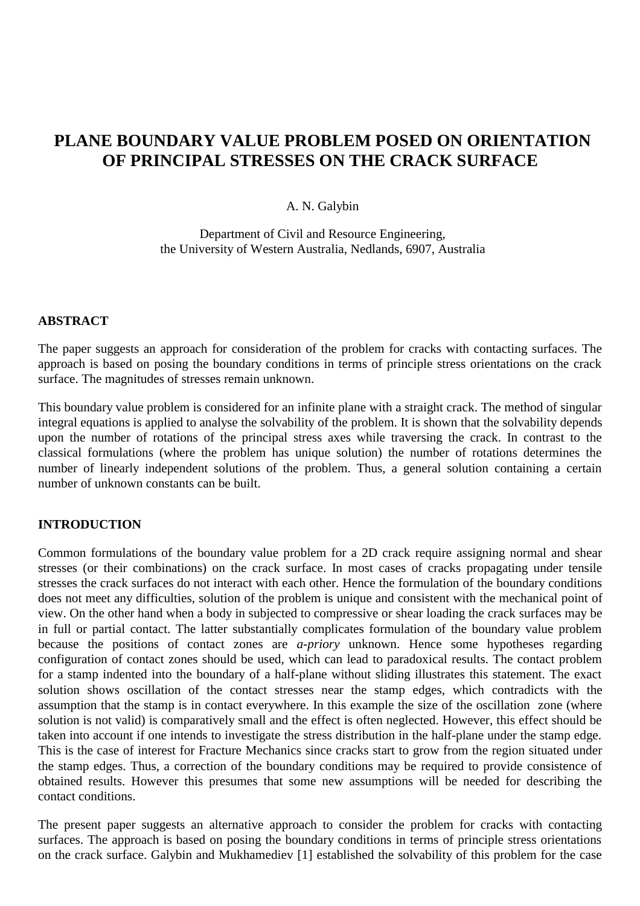# PLANE BOUNDARY VALUE PROBLEM POSED ON ORIENTATION OF PRINCIPAL STRESSES ON THE CRACK SURFACE

A. N. Galybin

Department of Civil and Resource Engineering,
the University of Western Australia, Nedlands, 6907, Australia

## ABSTRACT

The paper suggests an approach for consideration of the problem for cracks with contacting surfaces. The approach is based on posing the boundary conditions in terms of principle stress orientations on the crack surface. The magnitudes of stresses remain unknown.

This boundary value problem is considered for an infinite plane with a straight crack. The method of singular integral equations is applied to analyse the solvability of the problem. It is shown that the solvability depends upon the number of rotations of the principal stress axes while traversing the crack. In contrast to the classical formulations (where the problem has unique solution) the number of rotations determines the number of linearly independent solutions of the problem. Thus, a general solution containing a certain number of unknown constants can be built.

## INTRODUCTION

Common formulations of the boundary value problem for a 2D crack require assigning normal and shear stresses (or their combinations) on the crack surface. In most cases of cracks propagating under tensile stresses the crack surfaces do not interact with each other. Hence the formulation of the boundary conditions does not meet any difficulties, solution of the problem is unique and consistent with the mechanical point of view. On the other hand when a body in subjected to compressive or shear loading the crack surfaces may be in full or partial contact. The latter substantially complicates formulation of the boundary value problem because the positions of contact zones are *a-priory* unknown. Hence some hypotheses regarding configuration of contact zones should be used, which can lead to paradoxical results. The contact problem for a stamp indented into the boundary of a half-plane without sliding illustrates this statement. The exact solution shows oscillation of the contact stresses near the stamp edges, which contradicts with the assumption that the stamp is in contact everywhere. In this example the size of the oscillation zone (where solution is not valid) is comparatively small and the effect is often neglected. However, this effect should be taken into account if one intends to investigate the stress distribution in the half-plane under the stamp edge. This is the case of interest for Fracture Mechanics since cracks start to grow from the region situated under the stamp edges. Thus, a correction of the boundary conditions may be required to provide consistence of obtained results. However this presumes that some new assumptions will be needed for describing the contact conditions.

The present paper suggests an alternative approach to consider the problem for cracks with contacting surfaces. The approach is based on posing the boundary conditions in terms of principle stress orientations on the crack surface. Galybin and Mukhamediev [1] established the solvability of this problem for the case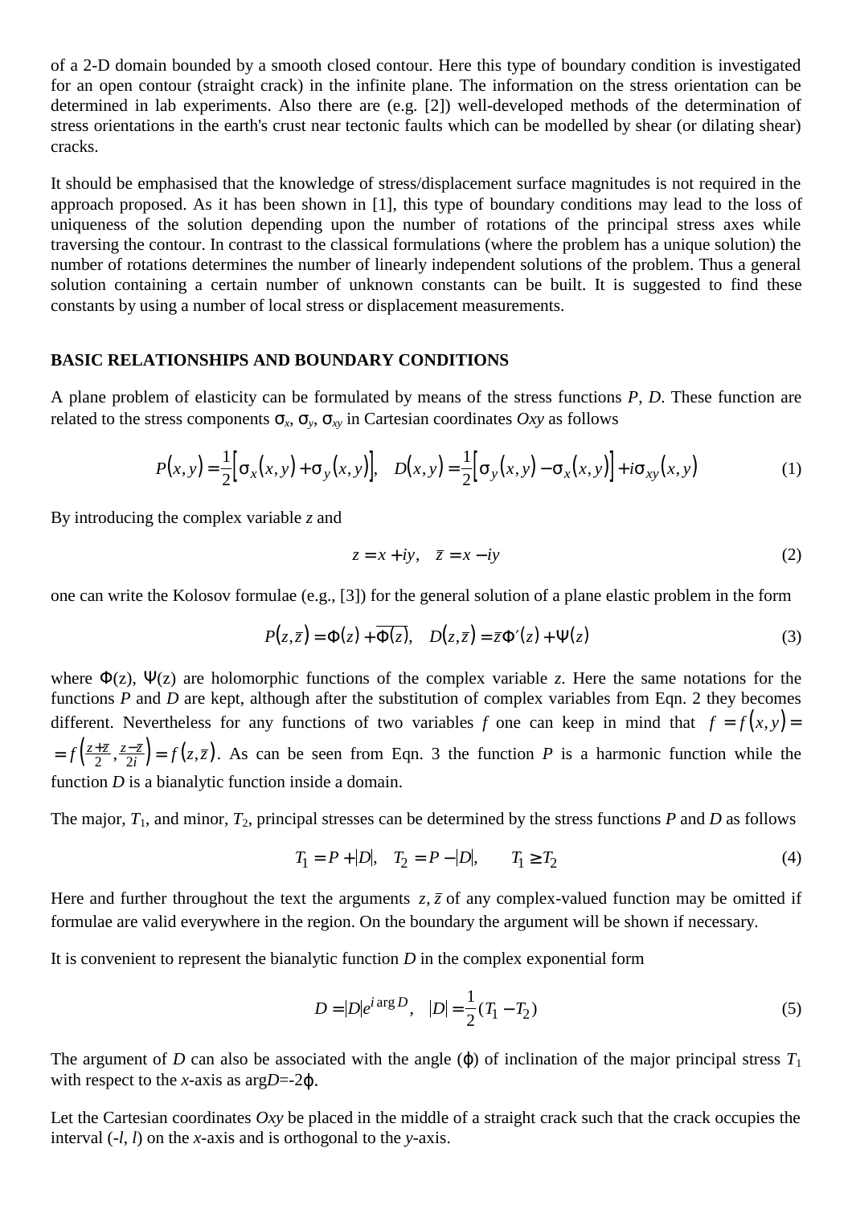of a 2-D domain bounded by a smooth closed contour. Here this type of boundary condition is investigated for an open contour (straight crack) in the infinite plane. The information on the stress orientation can be determined in lab experiments. Also there are (e.g. [2]) well-developed methods of the determination of stress orientations in the earth's crust near tectonic faults which can be modelled by shear (or dilating shear) cracks.

It should be emphasised that the knowledge of stress/displacement surface magnitudes is not required in the approach proposed. As it has been shown in [1], this type of boundary conditions may lead to the loss of uniqueness of the solution depending upon the number of rotations of the principal stress axes while traversing the contour. In contrast to the classical formulations (where the problem has a unique solution) the number of rotations determines the number of linearly independent solutions of the problem. Thus a general solution containing a certain number of unknown constants can be built. It is suggested to find these constants by using a number of local stress or displacement measurements.

## BASIC RELATIONSHIPS AND BOUNDARY CONDITIONS

A plane problem of elasticity can be formulated by means of the stress functions $P$, $D$. These function are related to the stress components $\sigma_x$, $\sigma_y$, $\sigma_{xy}$ in Cartesian coordinates $Oxy$ as follows

$$P(x,y) = \frac{1}{2}\left[\sigma_x(x,y) + \sigma_y(x,y)\right], \quad D(x,y) = \frac{1}{2}\left[\sigma_y(x,y) - \sigma_x(x,y)\right] + i\sigma_{xy}(x,y) \tag{1}$$

By introducing the complex variable $z$ and

$$z = x + iy, \quad \bar{z} = x - iy \tag{2}$$

one can write the Kolosov formulae (e.g., [3]) for the general solution of a plane elastic problem in the form

$$P(z,\bar{z}) = \Phi(z) + \overline{\Phi(z)}, \quad D(z,\bar{z}) = \bar{z}\Phi'(z) + \Psi(z) \tag{3}$$

where $\Phi(z)$, $\Psi(z)$ are holomorphic functions of the complex variable $z$. Here the same notations for the functions $P$ and $D$ are kept, although after the substitution of complex variables from Eqn. 2 they becomes different. Nevertheless for any functions of two variables $f$ one can keep in mind that $f = f(x,y) = f\left(\frac{z+\bar{z}}{2}, \frac{z-\bar{z}}{2i}\right) = f(z,\bar{z})$. As can be seen from Eqn. 3 the function $P$ is a harmonic function while the function $D$ is a bianalytic function inside a domain.

The major, $T_1$, and minor, $T_2$, principal stresses can be determined by the stress functions $P$ and $D$ as follows

$$T_1 = P + |D|, \quad T_2 = P - |D|, \qquad T_1 \geq T_2 \tag{4}$$

Here and further throughout the text the arguments $z, \bar{z}$ of any complex-valued function may be omitted if formulae are valid everywhere in the region. On the boundary the argument will be shown if necessary.

It is convenient to represent the bianalytic function $D$ in the complex exponential form

$$D = |D|e^{i\arg D}, \quad |D| = \frac{1}{2}(T_1 - T_2) \tag{5}$$

The argument of $D$ can also be associated with the angle ($\varphi$) of inclination of the major principal stress $T_1$ with respect to the $x$-axis as $\arg D = -2\varphi$.

Let the Cartesian coordinates $Oxy$ be placed in the middle of a straight crack such that the crack occupies the interval ($-l$, $l$) on the $x$-axis and is orthogonal to the $y$-axis.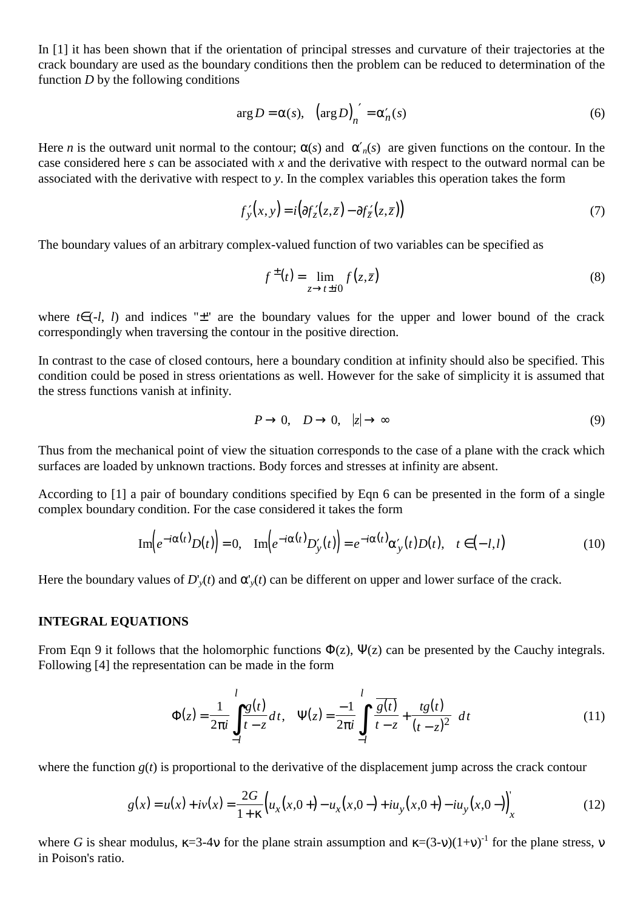In [1] it has been shown that if the orientation of principal stresses and curvature of their trajectories at the crack boundary are used as the boundary conditions then the problem can be reduced to determination of the function $D$ by the following conditions

$$\arg D = \alpha(s), \quad \left(\arg D\right)_n' = \alpha_n'(s) \tag{6}$$

Here $n$ is the outward unit normal to the contour; $\alpha(s)$ and $\alpha'_n(s)$ are given functions on the contour. In the case considered here $s$ can be associated with $x$ and the derivative with respect to the outward normal can be associated with the derivative with respect to $y$. In the complex variables this operation takes the form

$$f_y'(x,y) = i\left(\partial f_z'(z,\bar{z}) - \partial f_{\bar{z}}'(z,\bar{z})\right) \tag{7}$$

The boundary values of an arbitrary complex-valued function of two variables can be specified as

$$f^{\pm}(t) = \lim_{z \to t \pm i0} f\left(z,\bar{z}\right) \tag{8}$$

where $t \in (-l,\ l)$ and indices "$\pm$" are the boundary values for the upper and lower bound of the crack correspondingly when traversing the contour in the positive direction.

In contrast to the case of closed contours, here a boundary condition at infinity should also be specified. This condition could be posed in stress orientations as well. However for the sake of simplicity it is assumed that the stress functions vanish at infinity.

$$P \to 0, \quad D \to 0, \quad |z| \to \infty \tag{9}$$

Thus from the mechanical point of view the situation corresponds to the case of a plane with the crack which surfaces are loaded by unknown tractions. Body forces and stresses at infinity are absent.

According to [1] a pair of boundary conditions specified by Eqn 6 can be presented in the form of a single complex boundary condition. For the case considered it takes the form

$$\operatorname{Im}\left(e^{-i\alpha(t)}D(t)\right) = 0, \quad \operatorname{Im}\left(e^{-i\alpha(t)}D_y'(t)\right) = e^{-i\alpha(t)}\alpha_y'(t)D(t), \quad t \in \left(-l,l\right) \tag{10}$$

Here the boundary values of $D'_y(t)$ and $\alpha'_y(t)$ can be different on upper and lower surface of the crack.

### INTEGRAL EQUATIONS

From Eqn 9 it follows that the holomorphic functions $\Phi(z)$, $\Psi(z)$ can be presented by the Cauchy integrals. Following [4] the representation can be made in the form

$$\Phi(z) = \frac{1}{2\pi i}\int_{-l}^{l}\frac{g(t)}{t-z}dt, \quad \Psi(z) = \frac{-1}{2\pi i}\int_{-l}^{l}\left(\frac{\overline{g(t)}}{t-z} + \frac{t g(t)}{(t-z)^2}\right)dt \tag{11}$$

where the function $g(t)$ is proportional to the derivative of the displacement jump across the crack contour

$$g(x) = u(x) + iv(x) = \frac{2G}{1+\kappa}\left(u_x(x,0+) - u_x(x,0-) + iu_y(x,0+) - iu_y(x,0-)\right)_x' \tag{12}$$

where $G$ is shear modulus, $\kappa=3-4\nu$ for the plane strain assumption and $\kappa=(3-\nu)(1+\nu)^{-1}$ for the plane stress, $\nu$ in Poison's ratio.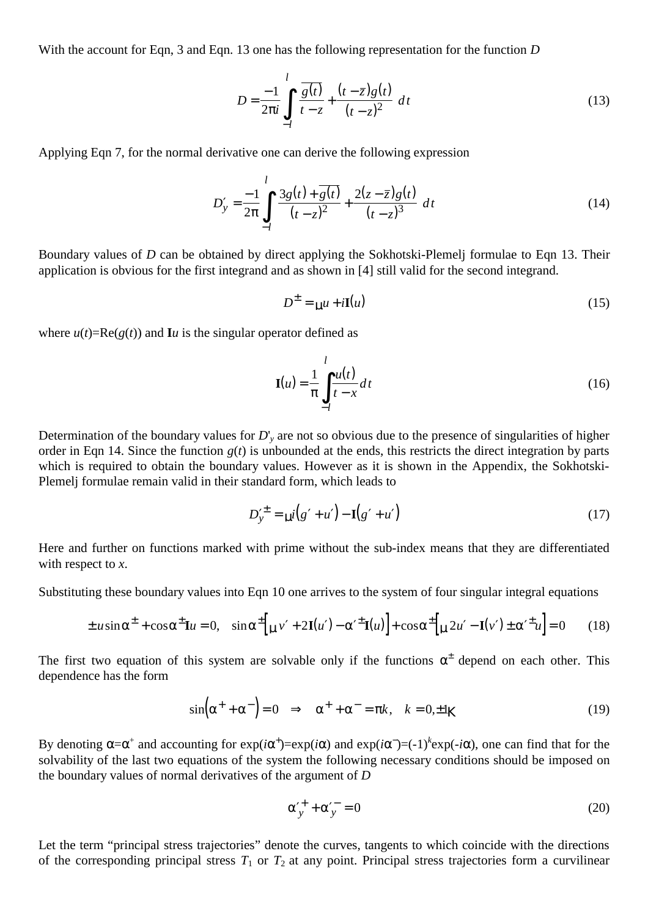With the account for Eqn, 3 and Eqn. 13 one has the following representation for the function $D$

$$D = \frac{-1}{2\pi i} \int_{-l}^{l} \frac{\overline{g(t)}}{t-z} + \frac{(t-\bar{z})g(t)}{(t-z)^2}\, dt \tag{13}$$

Applying Eqn 7, for the normal derivative one can derive the following expression

$$D'_y = \frac{-1}{2\pi} \int_{-l}^{l} \frac{3g(t) + \overline{g(t)}}{(t-z)^2} + \frac{2(z-\bar{z})g(t)}{(t-z)^3}\, dt \tag{14}$$

Boundary values of $D$ can be obtained by direct applying the Sokhotski-Plemelj formulae to Eqn 13. Their application is obvious for the first integrand and as shown in [4] still valid for the second integrand.

$$D^{\pm} = \mp u + i\mathbf{I}(u) \tag{15}$$

where $u(t)=\mathrm{Re}(g(t))$ and $\mathbf{I}u$ is the singular operator defined as

$$\mathbf{I}(u) = \frac{1}{\pi} \int_{-l}^{l} \frac{u(t)}{t-x} dt \tag{16}$$

Determination of the boundary values for $D'_y$ are not so obvious due to the presence of singularities of higher order in Eqn 14. Since the function $g(t)$ is unbounded at the ends, this restricts the direct integration by parts which is required to obtain the boundary values. However as it is shown in the Appendix, the Sokhotski-Plemelj formulae remain valid in their standard form, which leads to

$$D'^{\pm}_y = \mp i(g' + u') - \mathbf{I}(g' + u') \tag{17}$$

Here and further on functions marked with prime without the sub-index means that they are differentiated with respect to $x$.

Substituting these boundary values into Eqn 10 one arrives to the system of four singular integral equations

$$\pm u \sin\alpha^{\pm} + \cos\alpha^{\pm}\mathbf{I}u = 0, \quad \sin\alpha^{\pm}\left[\mp v' + 2\mathbf{I}(u') - \alpha'^{\pm}\mathbf{I}(u)\right] + \cos\alpha^{\pm}\left[\mp 2u' - \mathbf{I}(v') \pm \alpha'^{\pm}u\right] = 0 \tag{18}$$

The first two equation of this system are solvable only if the functions $\alpha^{\pm}$ depend on each other. This dependence has the form

$$\sin\left(\alpha^{+} + \alpha^{-}\right) = 0 \quad \Rightarrow \quad \alpha^{+} + \alpha^{-} = \pi k, \quad k = 0, \pm 1, \ldots \tag{19}$$

By denoting $\alpha=\alpha^{+}$ and accounting for $\exp(i\alpha^{+})=\exp(i\alpha)$ and $\exp(i\alpha^{-})=(-1)^{k}\exp(-i\alpha)$, one can find that for the solvability of the last two equations of the system the following necessary conditions should be imposed on the boundary values of normal derivatives of the argument of $D$

$$\alpha'^{+}_y + \alpha'^{-}_y = 0 \tag{20}$$

Let the term "principal stress trajectories" denote the curves, tangents to which coincide with the directions of the corresponding principal stress $T_1$ or $T_2$ at any point. Principal stress trajectories form a curvilinear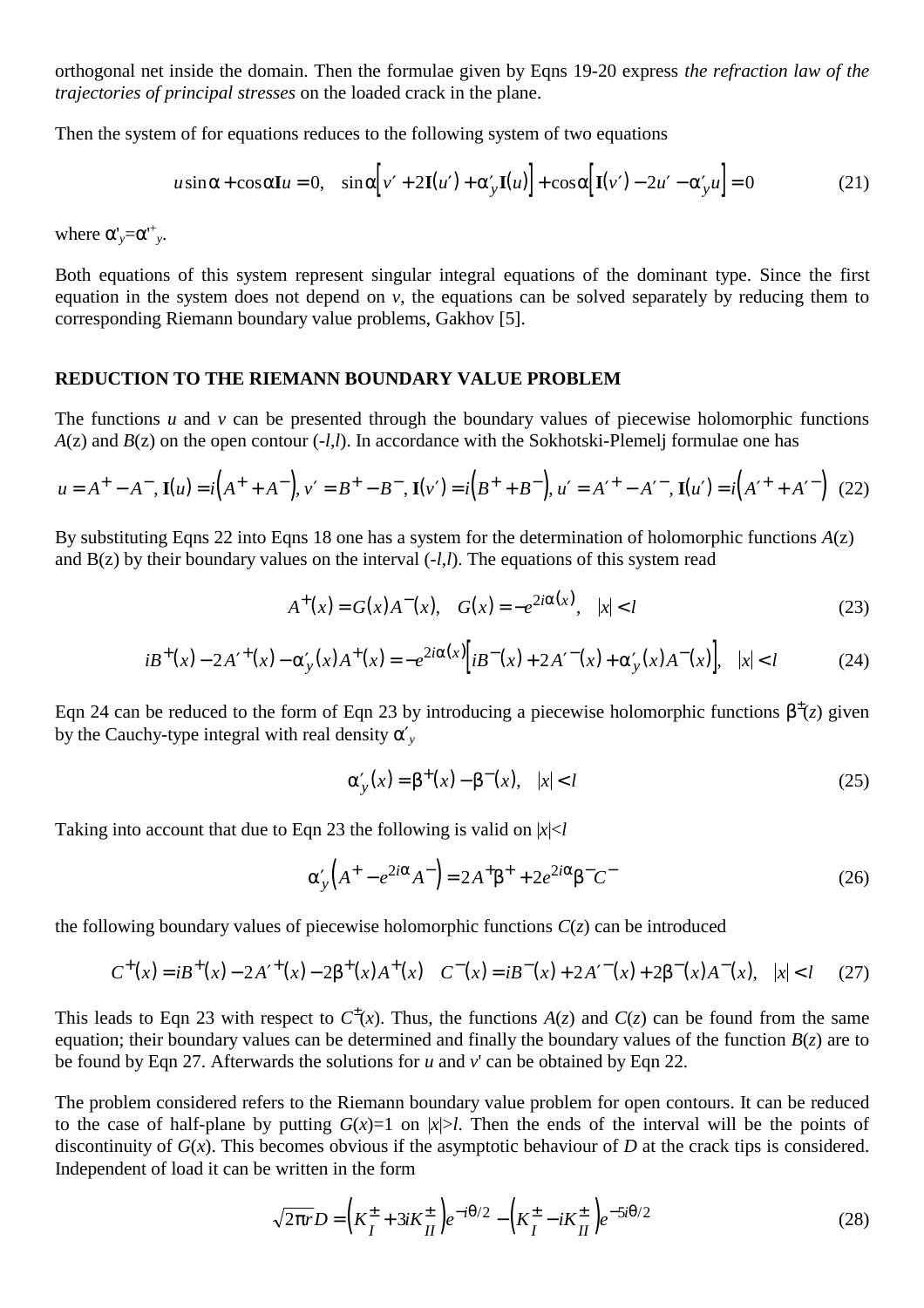orthogonal net inside the domain. Then the formulae given by Eqns 19-20 express *the refraction law of the trajectories of principal stresses* on the loaded crack in the plane.

Then the system of for equations reduces to the following system of two equations

$$u\sin\alpha + \cos\alpha \mathbf{I}u = 0, \quad \sin\alpha\left[v' + 2\mathbf{I}(u') + \alpha'_y \mathbf{I}(u)\right] + \cos\alpha\left[\mathbf{I}(v') - 2u' - \alpha'_y u\right] = 0 \tag{21}$$

where $\alpha'_y = \alpha'^{+}_y$.

Both equations of this system represent singular integral equations of the dominant type. Since the first equation in the system does not depend on *v*, the equations can be solved separately by reducing them to corresponding Riemann boundary value problems, Gakhov [5].

## REDUCTION TO THE RIEMANN BOUNDARY VALUE PROBLEM

The functions *u* and *v* can be presented through the boundary values of piecewise holomorphic functions $A(z)$ and $B(z)$ on the open contour $(-l,l)$. In accordance with the Sokhotski-Plemelj formulae one has

$$u = A^{+} - A^{-},\ \mathbf{I}(u) = i\left(A^{+} + A^{-}\right),\ v' = B^{+} - B^{-},\ \mathbf{I}(v') = i\left(B^{+} + B^{-}\right),\ u' = A'^{+} - A'^{-},\ \mathbf{I}(u') = i\left(A'^{+} + A'^{-}\right) \tag{22}$$

By substituting Eqns 22 into Eqns 18 one has a system for the determination of holomorphic functions $A(z)$ and $B(z)$ by their boundary values on the interval $(-l,l)$. The equations of this system read

$$A^{+}(x) = G(x)A^{-}(x), \quad G(x) = -e^{2i\alpha(x)}, \quad |x| < l \tag{23}$$

$$iB^{+}(x) - 2A'^{+}(x) - \alpha'_y(x)A^{+}(x) = -e^{2i\alpha(x)}\left[iB^{-}(x) + 2A'^{-}(x) + \alpha'_y(x)A^{-}(x)\right], \quad |x| < l \tag{24}$$

Eqn 24 can be reduced to the form of Eqn 23 by introducing a piecewise holomorphic functions $\beta^{\pm}(z)$ given by the Cauchy-type integral with real density $\alpha'_y$

$$\alpha'_y(x) = \beta^{+}(x) - \beta^{-}(x), \quad |x| < l \tag{25}$$

Taking into account that due to Eqn 23 the following is valid on $|x|<l$

$$\alpha'_y\left(A^{+} - e^{2i\alpha}A^{-}\right) = 2A^{+}\beta^{+} + 2e^{2i\alpha}\beta^{-}C^{-} \tag{26}$$

the following boundary values of piecewise holomorphic functions $C(z)$ can be introduced

$$C^{+}(x) = iB^{+}(x) - 2A'^{+}(x) - 2\beta^{+}(x)A^{+}(x) \quad C^{-}(x) = iB^{-}(x) + 2A'^{-}(x) + 2\beta^{-}(x)A^{-}(x), \quad |x| < l \tag{27}$$

This leads to Eqn 23 with respect to $C^{\pm}(x)$. Thus, the functions $A(z)$ and $C(z)$ can be found from the same equation; their boundary values can be determined and finally the boundary values of the function $B(z)$ are to be found by Eqn 27. Afterwards the solutions for *u* and *v*' can be obtained by Eqn 22.

The problem considered refers to the Riemann boundary value problem for open contours. It can be reduced to the case of half-plane by putting $G(x)=1$ on $|x|>l$. Then the ends of the interval will be the points of discontinuity of $G(x)$. This becomes obvious if the asymptotic behaviour of *D* at the crack tips is considered. Independent of load it can be written in the form

$$\sqrt{2\pi r}D = \left(K_I^{\pm} + 3iK_{II}^{\pm}\right)e^{-i\theta/2} - \left(K_I^{\pm} - iK_{II}^{\pm}\right)e^{-5i\theta/2} \tag{28}$$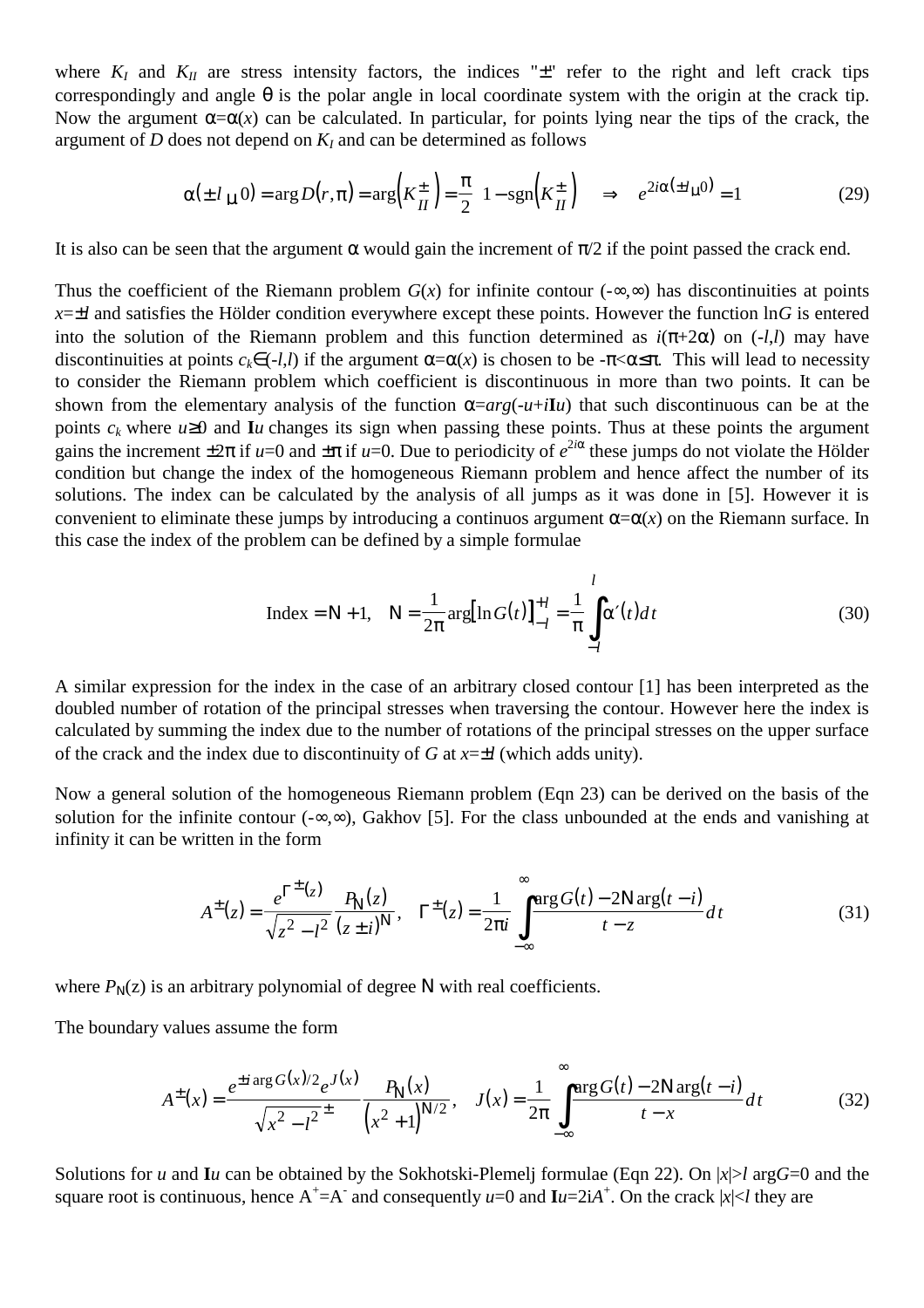where $K_I$ and $K_{II}$ are stress intensity factors, the indices "±" refer to the right and left crack tips correspondingly and angle θ is the polar angle in local coordinate system with the origin at the crack tip. Now the argument $\alpha=\alpha(x)$ can be calculated. In particular, for points lying near the tips of the crack, the argument of $D$ does not depend on $K_I$ and can be determined as follows

$$\alpha(\pm l\mp 0)=\arg D(r,\pi)=\arg\left(K_{II}^{\pm}\right)=\frac{\pi}{2}\left(1-\operatorname{sgn}\left(K_{II}^{\pm}\right)\right)\quad\Rightarrow\quad e^{2i\alpha(\pm l\mp 0)}=1 \tag{29}$$

It is also can be seen that the argument α would gain the increment of π/2 if the point passed the crack end.

Thus the coefficient of the Riemann problem $G(x)$ for infinite contour (-∞,∞) has discontinuities at points $x=\pm l$ and satisfies the Hölder condition everywhere except these points. However the function ln$G$ is entered into the solution of the Riemann problem and this function determined as $i(\pi+2\alpha)$ on $(-l,l)$ may have discontinuities at points $c_k\in(-l,l)$ if the argument $\alpha=\alpha(x)$ is chosen to be $-\pi<\alpha\leq\pi$. This will lead to necessity to consider the Riemann problem which coefficient is discontinuous in more than two points. It can be shown from the elementary analysis of the function $\alpha=arg(-u+i\mathbf{I}u)$ that such discontinuous can be at the points $c_k$ where $u\geq 0$ and $\mathbf{I}u$ changes its sign when passing these points. Thus at these points the argument gains the increment $\pm 2\pi$ if $u=0$ and $\pm\pi$ if $u=0$. Due to periodicity of $e^{2i\alpha}$ these jumps do not violate the Hölder condition but change the index of the homogeneous Riemann problem and hence affect the number of its solutions. The index can be calculated by the analysis of all jumps as it was done in [5]. However it is convenient to eliminate these jumps by introducing a continuos argument $\alpha=\alpha(x)$ on the Riemann surface. In this case the index of the problem can be defined by a simple formulae

$$\text{Index}=\mathrm{N}+1,\quad \mathrm{N}=\frac{1}{2\pi}\arg\left[\ln G(t)\right]_{-l}^{+l}=\frac{1}{\pi}\int_{-l}^{l}\alpha'(t)\,dt \tag{30}$$

A similar expression for the index in the case of an arbitrary closed contour [1] has been interpreted as the doubled number of rotation of the principal stresses when traversing the contour. However here the index is calculated by summing the index due to the number of rotations of the principal stresses on the upper surface of the crack and the index due to discontinuity of $G$ at $x=\pm l$ (which adds unity).

Now a general solution of the homogeneous Riemann problem (Eqn 23) can be derived on the basis of the solution for the infinite contour (-∞,∞), Gakhov [5]. For the class unbounded at the ends and vanishing at infinity it can be written in the form

$$A^{\pm}(z)=\frac{e^{\Gamma^{\pm}(z)}}{\sqrt{z^2-l^2}}\frac{P_{\mathrm{N}}(z)}{(z\pm i)^{\mathrm{N}}},\quad \Gamma^{\pm}(z)=\frac{1}{2\pi i}\int_{-\infty}^{\infty}\frac{\arg G(t)-2\mathrm{N}\arg(t-i)}{t-z}dt \tag{31}$$

where $P_{\mathrm{N}}(z)$ is an arbitrary polynomial of degree N with real coefficients.

The boundary values assume the form

$$A^{\pm}(x)=\frac{e^{\pm i\arg G(x)/2}e^{J(x)}}{\sqrt{x^2-l^2}^{\,\pm}}\frac{P_{\mathrm{N}}(x)}{\left(x^2+1\right)^{\mathrm{N}/2}},\quad J(x)=\frac{1}{2\pi}\int_{-\infty}^{\infty}\frac{\arg G(t)-2\mathrm{N}\arg(t-i)}{t-x}dt \tag{32}$$

Solutions for $u$ and $\mathbf{I}u$ can be obtained by the Sokhotski-Plemelj formulae (Eqn 22). On $|x|>l$ arg$G$=0 and the square root is continuous, hence $A^+=A^-$ and consequently $u=0$ and $\mathbf{I}u=2iA^+$. On the crack $|x|<l$ they are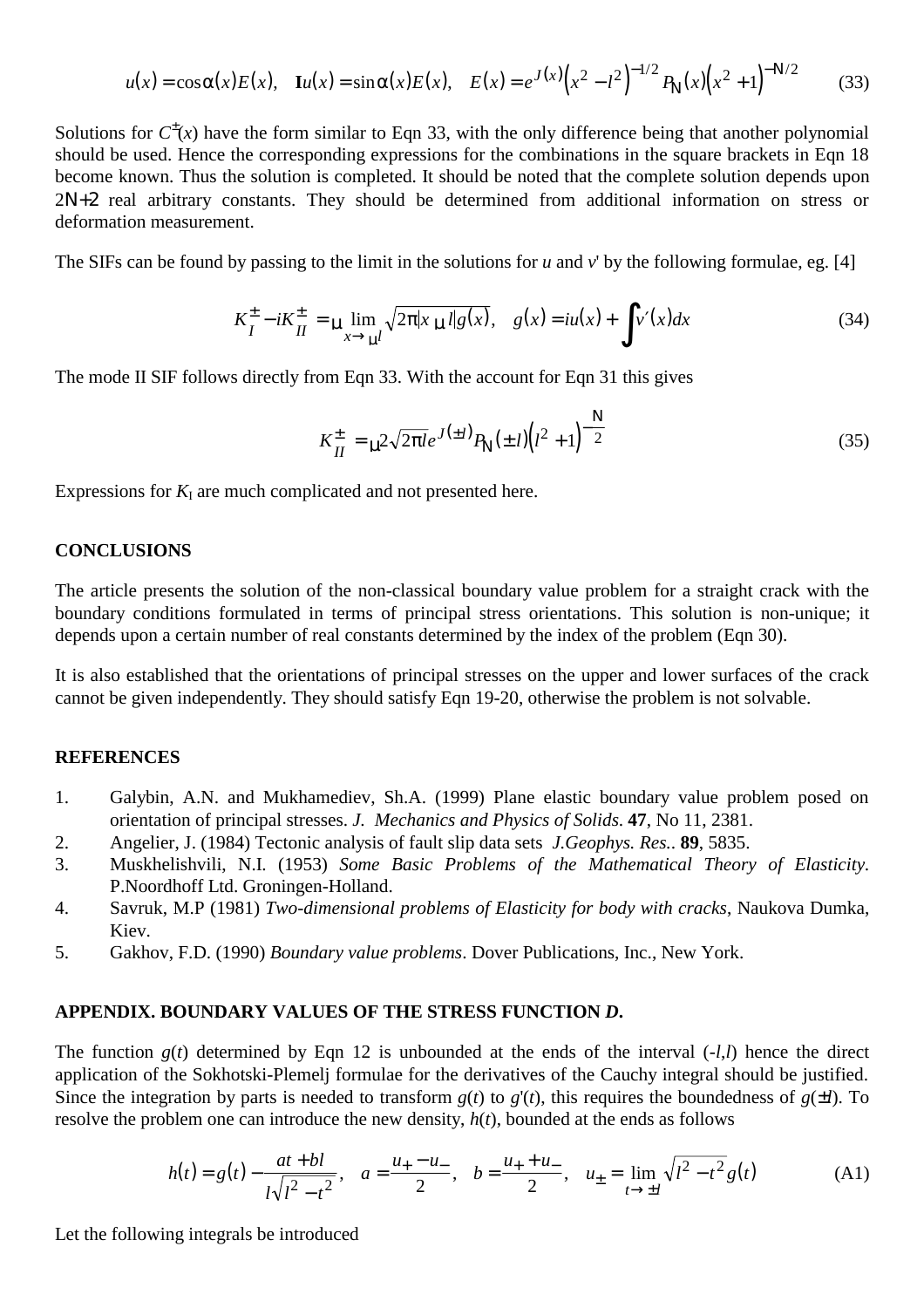$$u(x) = \cos\alpha(x)E(x), \quad \mathbf{I}u(x) = \sin\alpha(x)E(x), \quad E(x) = e^{J(x)}\left(x^2 - l^2\right)^{-1/2} P_N(x)\left(x^2 + 1\right)^{-N/2} \tag{33}$$

Solutions for $C^{\pm}(x)$ have the form similar to Eqn 33, with the only difference being that another polynomial should be used. Hence the corresponding expressions for the combinations in the square brackets in Eqn 18 become known. Thus the solution is completed. It should be noted that the complete solution depends upon $2N+2$ real arbitrary constants. They should be determined from additional information on stress or deformation measurement.

The SIFs can be found by passing to the limit in the solutions for $u$ and $v'$ by the following formulae, eg. [4]

$$K_I^{\pm} - iK_{II}^{\pm} = \mp \lim_{x \to \pm l} \sqrt{2\pi|x \mp l|}\, g(x), \quad g(x) = iu(x) + \int v'(x)dx \tag{34}$$

The mode II SIF follows directly from Eqn 33. With the account for Eqn 31 this gives

$$K_{II}^{\pm} = \mp 2\sqrt{2\pi l}\, e^{J(\pm l)} P_N(\pm l)\left(l^2 + 1\right)^{-\frac{N}{2}} \tag{35}$$

Expressions for $K_I$ are much complicated and not presented here.

## CONCLUSIONS

The article presents the solution of the non-classical boundary value problem for a straight crack with the boundary conditions formulated in terms of principal stress orientations. This solution is non-unique; it depends upon a certain number of real constants determined by the index of the problem (Eqn 30).

It is also established that the orientations of principal stresses on the upper and lower surfaces of the crack cannot be given independently. They should satisfy Eqn 19-20, otherwise the problem is not solvable.

## REFERENCES

1. Galybin, A.N. and Mukhamediev, Sh.A. (1999) Plane elastic boundary value problem posed on orientation of principal stresses. *J. Mechanics and Physics of Solids.* **47**, No 11, 2381.
2. Angelier, J. (1984) Tectonic analysis of fault slip data sets *J.Geophys. Res.*. **89**, 5835.
3. Muskhelishvili, N.I. (1953) *Some Basic Problems of the Mathematical Theory of Elasticity*. P.Noordhoff Ltd. Groningen-Holland.
4. Savruk, M.P (1981) *Two-dimensional problems of Elasticity for body with cracks*, Naukova Dumka, Kiev.
5. Gakhov, F.D. (1990) *Boundary value problems*. Dover Publications, Inc., New York.

## APPENDIX. BOUNDARY VALUES OF THE STRESS FUNCTION *D*.

The function $g(t)$ determined by Eqn 12 is unbounded at the ends of the interval $(-l,l)$ hence the direct application of the Sokhotski-Plemelj formulae for the derivatives of the Cauchy integral should be justified. Since the integration by parts is needed to transform $g(t)$ to $g'(t)$, this requires the boundedness of $g(\pm l)$. To resolve the problem one can introduce the new density, $h(t)$, bounded at the ends as follows

$$h(t) = g(t) - \frac{at + bl}{l\sqrt{l^2 - t^2}}, \quad a = \frac{u_+ - u_-}{2}, \quad b = \frac{u_+ + u_-}{2}, \quad u_{\pm} = \lim_{t \to \pm l} \sqrt{l^2 - t^2}\, g(t) \tag{A1}$$

Let the following integrals be introduced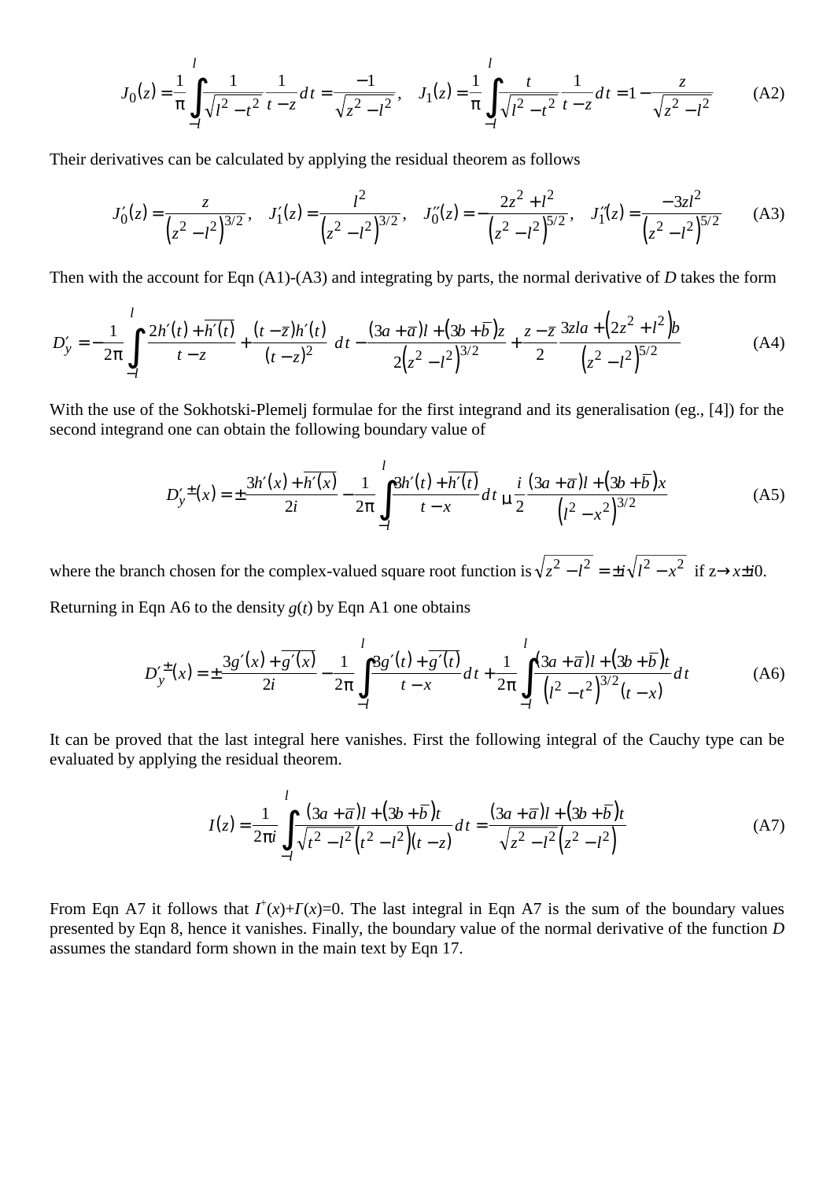$$J_0(z) = \frac{1}{\pi}\int_{-l}^{l} \frac{1}{\sqrt{l^2 - t^2}} \frac{1}{t - z} dt = \frac{-1}{\sqrt{z^2 - l^2}}, \quad J_1(z) = \frac{1}{\pi}\int_{-l}^{l} \frac{t}{\sqrt{l^2 - t^2}} \frac{1}{t - z} dt = 1 - \frac{z}{\sqrt{z^2 - l^2}} \tag{A2}$$

Their derivatives can be calculated by applying the residual theorem as follows

$$J_0'(z) = \frac{z}{\left(z^2 - l^2\right)^{3/2}}, \quad J_1'(z) = \frac{l^2}{\left(z^2 - l^2\right)^{3/2}}, \quad J_0''(z) = -\frac{2z^2 + l^2}{\left(z^2 - l^2\right)^{5/2}}, \quad J_1''(z) = \frac{-3zl^2}{\left(z^2 - l^2\right)^{5/2}} \tag{A3}$$

Then with the account for Eqn (A1)-(A3) and integrating by parts, the normal derivative of *D* takes the form

$$D_y' = -\frac{1}{2\pi}\int_{-l}^{l} \left[\frac{2h'(t) + \overline{h'(t)}}{t - z} + \frac{(t - \bar{z})h'(t)}{(t - z)^2}\right] dt - \frac{(3a + \bar{a})l + \left(3b + \bar{b}\right)z}{2\left(z^2 - l^2\right)^{3/2}} + \frac{z - \bar{z}}{2} \frac{3zla + \left(2z^2 + l^2\right)b}{\left(z^2 - l^2\right)^{5/2}} \tag{A4}$$

With the use of the Sokhotski-Plemelj formulae for the first integrand and its generalisation (eg., [4]) for the second integrand one can obtain the following boundary value of

$$D_y'^{\pm}(x) = \pm\frac{3h'(x) + \overline{h'(x)}}{2i} - \frac{1}{2\pi}\int_{-l}^{l} \frac{3h'(t) + \overline{h'(t)}}{t - x} dt \mp \frac{i}{2} \frac{(3a + \bar{a})l + \left(3b + \bar{b}\right)x}{\left(l^2 - x^2\right)^{3/2}} \tag{A5}$$

where the branch chosen for the complex-valued square root function is $\sqrt{z^2 - l^2} = \pm i\sqrt{l^2 - x^2}$ if $z \to x \pm i0$.

Returning in Eqn A6 to the density $g(t)$ by Eqn A1 one obtains

$$D_y'^{\pm}(x) = \pm\frac{3g'(x) + \overline{g'(x)}}{2i} - \frac{1}{2\pi}\int_{-l}^{l} \frac{3g'(t) + \overline{g'(t)}}{t - x} dt + \frac{1}{2\pi}\int_{-l}^{l} \frac{(3a + \bar{a})l + \left(3b + \bar{b}\right)t}{\left(l^2 - t^2\right)^{3/2}(t - x)} dt \tag{A6}$$

It can be proved that the last integral here vanishes. First the following integral of the Cauchy type can be evaluated by applying the residual theorem.

$$I(z) = \frac{1}{2\pi i}\int_{-l}^{l} \frac{(3a + \bar{a})l + \left(3b + \bar{b}\right)t}{\sqrt{t^2 - l^2}\left(t^2 - l^2\right)(t - z)} dt = \frac{(3a + \bar{a})l + \left(3b + \bar{b}\right)t}{\sqrt{z^2 - l^2}\left(z^2 - l^2\right)} \tag{A7}$$

From Eqn A7 it follows that $I^{+}(x) + I^{-}(x) = 0$. The last integral in Eqn A7 is the sum of the boundary values presented by Eqn 8, hence it vanishes. Finally, the boundary value of the normal derivative of the function *D* assumes the standard form shown in the main text by Eqn 17.